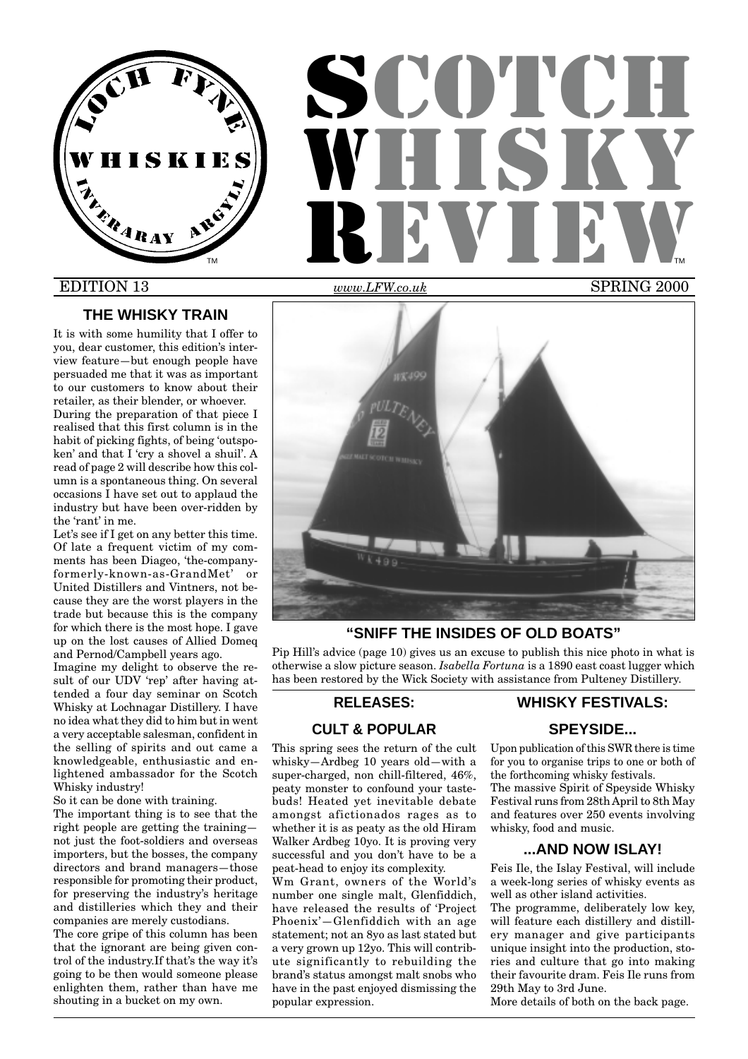# SCOTCH WHISKY REVIEW

LOCH FYNE WHISKIES INVERARAY ARGYLL

EDITION 13 — *www.LFW.co.uk* — SPRING 2000

## THE WHISKY TRAIN

It is with some humility that I offer to you, dear customer, this edition's interview feature—but enough people have persuaded me that it was as important to our customers to know about their retailer, as their blender, or whoever.

During the preparation of that piece I realised that this first column is in the habit of picking fights, of being 'outspoken' and that I 'cry a shovel a shuil'. A read of page 2 will describe how this column is a spontaneous thing. On several occasions I have set out to applaud the industry but have been over-ridden by the 'rant' in me.

Let's see if I get on any better this time. Of late a frequent victim of my comments has been Diageo, 'the-company-formerly-known-as-GrandMet' or United Distillers and Vintners, not because they are the worst players in the trade but because this is the company for which there is the most hope. I gave up on the lost causes of Allied Domeq and Pernod/Campbell years ago.

Imagine my delight to observe the result of our UDV 'rep' after having attended a four day seminar on Scotch Whisky at Lochnagar Distillery. I have no idea what they did to him but in went a very acceptable salesman, confident in the selling of spirits and out came a knowledgeable, enthusiastic and enlightened ambassador for the Scotch Whisky industry!

So it can be done with training.

The important thing is to see that the right people are getting the training—not just the foot-soldiers and overseas importers, but the bosses, the company directors and brand managers—those responsible for promoting their product, for preserving the industry's heritage and distilleries which they and their companies are merely custodians.

The core gripe of this column has been that the ignorant are being given control of the industry.If that's the way it's going to be then would someone please enlighten them, rather than have me shouting in a bucket on my own.

## "SNIFF THE INSIDES OF OLD BOATS"

Pip Hill's advice (page 10) gives us an excuse to publish this nice photo in what is otherwise a slow picture season. *Isabella Fortuna* is a 1890 east coast lugger which has been restored by the Wick Society with assistance from Pulteney Distillery.

## RELEASES:

### CULT & POPULAR

This spring sees the return of the cult whisky—Ardbeg 10 years old—with a super-charged, non chill-filtered, 46%, peaty monster to confound your tastebuds! Heated yet inevitable debate amongst afictionados rages as to whether it is as peaty as the old Hiram Walker Ardbeg 10yo. It is proving very successful and you don't have to be a peat-head to enjoy its complexity.

Wm Grant, owners of the World's number one single malt, Glenfiddich, have released the results of 'Project Phoenix'—Glenfiddich with an age statement; not an 8yo as last stated but a very grown up 12yo. This will contribute significantly to rebuilding the brand's status amongst malt snobs who have in the past enjoyed dismissing the popular expression.

## WHISKY FESTIVALS:

### SPEYSIDE...

Upon publication of this SWR there is time for you to organise trips to one or both of the forthcoming whisky festivals.

The massive Spirit of Speyside Whisky Festival runs from 28th April to 8th May and features over 250 events involving whisky, food and music.

### ...AND NOW ISLAY!

Feis Ile, the Islay Festival, will include a week-long series of whisky events as well as other island activities.

The programme, deliberately low key, will feature each distillery and distillery manager and give participants unique insight into the production, stories and culture that go into making their favourite dram. Feis Ile runs from 29th May to 3rd June.

More details of both on the back page.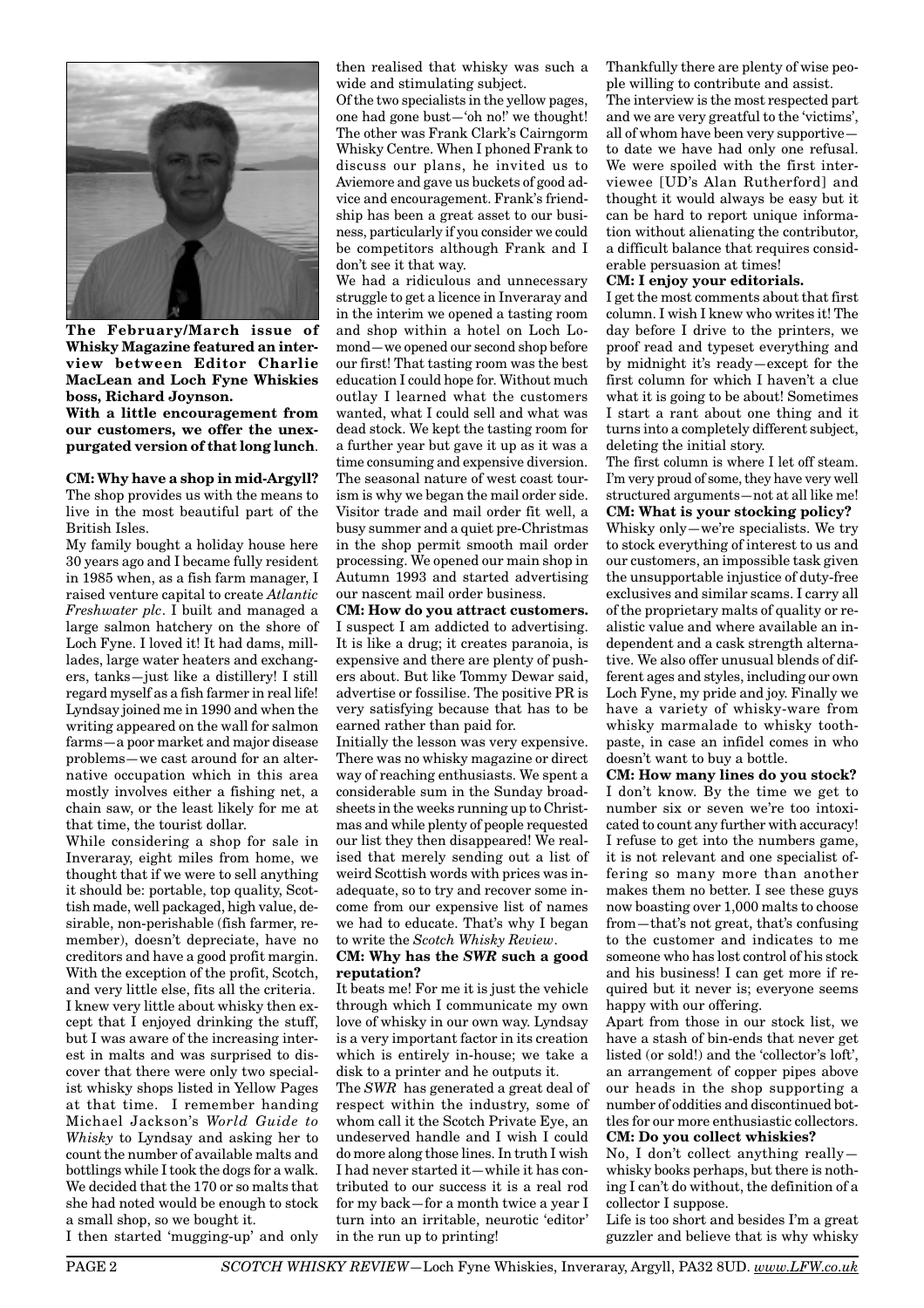**The February/March issue of Whisky Magazine featured an interview between Editor Charlie MacLean and Loch Fyne Whiskies boss, Richard Joynson.**

**With a little encouragement from our customers, we offer the unexpurgated version of that long lunch**.

**CM: Why have a shop in mid-Argyll?**

The shop provides us with the means to live in the most beautiful part of the British Isles.

My family bought a holiday house here 30 years ago and I became fully resident in 1985 when, as a fish farm manager, I raised venture capital to create *Atlantic Freshwater plc*. I built and managed a large salmon hatchery on the shore of Loch Fyne. I loved it! It had dams, mill-lades, large water heaters and exchangers, tanks—just like a distillery! I still regard myself as a fish farmer in real life! Lyndsay joined me in 1990 and when the writing appeared on the wall for salmon farms—a poor market and major disease problems—we cast around for an alternative occupation which in this area mostly involves either a fishing net, a chain saw, or the least likely for me at that time, the tourist dollar.

While considering a shop for sale in Inveraray, eight miles from home, we thought that if we were to sell anything it should be: portable, top quality, Scottish made, well packaged, high value, desirable, non-perishable (fish farmer, remember), doesn't depreciate, have no creditors and have a good profit margin. With the exception of the profit, Scotch, and very little else, fits all the criteria. I knew very little about whisky then except that I enjoyed drinking the stuff, but I was aware of the increasing interest in malts and was surprised to discover that there were only two specialist whisky shops listed in Yellow Pages at that time. I remember handing Michael Jackson's *World Guide to Whisky* to Lyndsay and asking her to count the number of available malts and bottlings while I took the dogs for a walk. We decided that the 170 or so malts that she had noted would be enough to stock a small shop, so we bought it.

I then started 'mugging-up' and only then realised that whisky was such a wide and stimulating subject.

Of the two specialists in the yellow pages, one had gone bust—'oh no!' we thought! The other was Frank Clark's Cairngorm Whisky Centre. When I phoned Frank to discuss our plans, he invited us to Aviemore and gave us buckets of good advice and encouragement. Frank's friendship has been a great asset to our business, particularly if you consider we could be competitors although Frank and I don't see it that way.

We had a ridiculous and unnecessary struggle to get a licence in Inveraray and in the interim we opened a tasting room and shop within a hotel on Loch Lomond—we opened our second shop before our first! That tasting room was the best education I could hope for. Without much outlay I learned what the customers wanted, what I could sell and what was dead stock. We kept the tasting room for a further year but gave it up as it was a time consuming and expensive diversion. The seasonal nature of west coast tourism is why we began the mail order side. Visitor trade and mail order fit well, a busy summer and a quiet pre-Christmas in the shop permit smooth mail order processing. We opened our main shop in Autumn 1993 and started advertising our nascent mail order business.

**CM: How do you attract customers.**

I suspect I am addicted to advertising. It is like a drug; it creates paranoia, is expensive and there are plenty of pushers about. But like Tommy Dewar said, advertise or fossilise. The positive PR is very satisfying because that has to be earned rather than paid for.

Initially the lesson was very expensive. There was no whisky magazine or direct way of reaching enthusiasts. We spent a considerable sum in the Sunday broadsheets in the weeks running up to Christmas and while plenty of people requested our list they then disappeared! We realised that merely sending out a list of weird Scottish words with prices was inadequate, so to try and recover some income from our expensive list of names we had to educate. That's why I began to write the *Scotch Whisky Review*.

**CM: Why has the *SWR* such a good reputation?**

It beats me! For me it is just the vehicle through which I communicate my own love of whisky in our own way. Lyndsay is a very important factor in its creation which is entirely in-house; we take a disk to a printer and he outputs it.

The *SWR* has generated a great deal of respect within the industry, some of whom call it the Scotch Private Eye, an undeserved handle and I wish I could do more along those lines. In truth I wish I had never started it—while it has contributed to our success it is a real rod for my back—for a month twice a year I turn into an irritable, neurotic 'editor' in the run up to printing!

Thankfully there are plenty of wise people willing to contribute and assist.

The interview is the most respected part and we are very greatful to the 'victims', all of whom have been very supportive—to date we have had only one refusal. We were spoiled with the first interviewee [UD's Alan Rutherford] and thought it would always be easy but it can be hard to report unique information without alienating the contributor, a difficult balance that requires considerable persuasion at times!

**CM: I enjoy your editorials.**

I get the most comments about that first column. I wish I knew who writes it! The day before I drive to the printers, we proof read and typeset everything and by midnight it's ready—except for the first column for which I haven't a clue what it is going to be about! Sometimes I start a rant about one thing and it turns into a completely different subject, deleting the initial story.

The first column is where I let off steam. I'm very proud of some, they have very well structured arguments—not at all like me!

**CM: What is your stocking policy?**

Whisky only—we're specialists. We try to stock everything of interest to us and our customers, an impossible task given the unsupportable injustice of duty-free exclusives and similar scams. I carry all of the proprietary malts of quality or realistic value and where available an independent and a cask strength alternative. We also offer unusual blends of different ages and styles, including our own Loch Fyne, my pride and joy. Finally we have a variety of whisky-ware from whisky marmalade to whisky toothpaste, in case an infidel comes in who doesn't want to buy a bottle.

**CM: How many lines do you stock?**

I don't know. By the time we get to number six or seven we're too intoxicated to count any further with accuracy! I refuse to get into the numbers game, it is not relevant and one specialist offering so many more than another makes them no better. I see these guys now boasting over 1,000 malts to choose from—that's not great, that's confusing to the customer and indicates to me someone who has lost control of his stock and his business! I can get more if required but it never is; everyone seems happy with our offering.

Apart from those in our stock list, we have a stash of bin-ends that never get listed (or sold!) and the 'collector's loft', an arrangement of copper pipes above our heads in the shop supporting a number of oddities and discontinued bottles for our more enthusiastic collectors.

**CM: Do you collect whiskies?**

No, I don't collect anything really—whisky books perhaps, but there is nothing I can't do without, the definition of a collector I suppose.

Life is too short and besides I'm a great guzzler and believe that is why whisky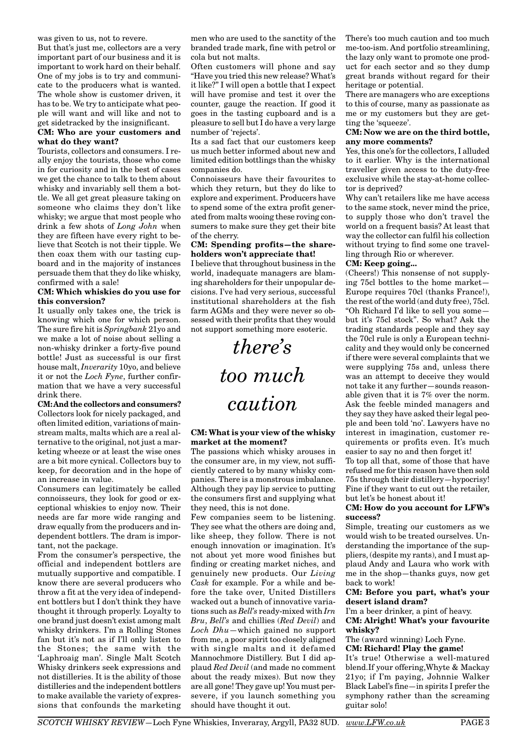was given to us, not to revere.

But that's just me, collectors are a very important part of our business and it is important to work hard on their behalf. One of my jobs is to try and communicate to the producers what is wanted. The whole show is customer driven, it has to be. We try to anticipate what people will want and will like and not to get sidetracked by the insignificant.

**CM: Who are your customers and what do they want?**

Tourists, collectors and consumers. I really enjoy the tourists, those who come in for curiosity and in the best of cases we get the chance to talk to them about whisky and invariably sell them a bottle. We all get great pleasure taking on someone who claims they don't like whisky; we argue that most people who drink a few shots of *Long John* when they are fifteen have every right to believe that Scotch is not their tipple. We then coax them with our tasting cupboard and in the majority of instances persuade them that they do like whisky, confirmed with a sale!

**CM: Which whiskies do you use for this conversion?**

It usually only takes one, the trick is knowing which one for which person. The sure fire hit is *Springbank* 21yo and we make a lot of noise about selling a non-whisky drinker a forty-five pound bottle! Just as successful is our first house malt, *Inverarity* 10yo, and believe it or not the *Loch Fyne*, further confirmation that we have a very successful drink there.

**CM: And the collectors and consumers?**

Collectors look for nicely packaged, and often limited edition, variations of mainstream malts, malts which are a real alternative to the original, not just a marketing wheeze or at least the wise ones are a bit more cynical. Collectors buy to keep, for decoration and in the hope of an increase in value.

Consumers can legitimately be called connoisseurs, they look for good or exceptional whiskies to enjoy now. Their needs are far more wide ranging and draw equally from the producers and independent bottlers. The dram is important, not the package.

From the consumer's perspective, the official and independent bottlers are mutually supportive and compatible. I know there are several producers who throw a fit at the very idea of independent bottlers but I don't think they have thought it through properly. Loyalty to one brand just doesn't exist among malt whisky drinkers. I'm a Rolling Stones fan but it's not as if I'll only listen to the Stones; the same with the 'Laphroaig man'. Single Malt Scotch Whisky drinkers seek expressions and not distilleries. It is the ability of those distilleries and the independent bottlers to make available the variety of expressions that confounds the marketing men who are used to the sanctity of the branded trade mark, fine with petrol or cola but not malts.

Often customers will phone and say "Have you tried this new release? What's it like?" I will open a bottle that I expect will have promise and test it over the counter, gauge the reaction. If good it goes in the tasting cupboard and is a pleasure to sell but I do have a very large number of 'rejects'.

Its a sad fact that our customers keep us much better informed about new and limited edition bottlings than the whisky companies do.

Connoisseurs have their favourites to which they return, but they do like to explore and experiment. Producers have to spend some of the extra profit generated from malts wooing these roving consumers to make sure they get their bite of the cherry.

**CM: Spending profits—the shareholders won't appreciate that!**

I believe that throughout business in the world, inadequate managers are blaming shareholders for their unpopular decisions. I've had very serious, successful institutional shareholders at the fish farm AGMs and they were never so obsessed with their profits that they would not support something more esoteric.

*there's too much caution*

**CM: What is your view of the whisky market at the moment?**

The passions which whisky arouses in the consumer are, in my view, not sufficiently catered to by many whisky companies. There is a monstrous imbalance. Although they pay lip service to putting the consumers first and supplying what they need, this is not done.

Few companies seem to be listening. They see what the others are doing and, like sheep, they follow. There is not enough innovation or imagination. It's not about yet more wood finishes but finding or creating market niches, and genuinely new products. Our *Living Cask* for example. For a while and before the take over, United Distillers wacked out a bunch of innovative variations such as *Bell's* ready-mixed with *Irn Bru*, *Bell's* and chillies (*Red Devil*) and *Loch Dhu*—which gained no support from me, a poor spirit too closely aligned with single malts and it defamed Mannochmore Distillery. But I did applaud *Red Devil* (and made no comment about the ready mixes). But now they are all gone! They gave up! You must persevere, if you launch something you should have thought it out.

There's too much caution and too much me-too-ism. And portfolio streamlining, the lazy only want to promote one product for each sector and so they dump great brands without regard for their heritage or potential.

There are managers who are exceptions to this of course, many as passionate as me or my customers but they are getting the 'squeeze'.

**CM: Now we are on the third bottle, any more comments?**

Yes, this one's for the collectors, I alluded to it earlier. Why is the international traveller given access to the duty-free exclusive while the stay-at-home collector is deprived?

Why can't retailers like me have access to the same stock, never mind the price, to supply those who don't travel the world on a frequent basis? At least that way the collector can fulfil his collection without trying to find some one travelling through Rio or wherever.

**CM: Keep going...**

(Cheers!) This nonsense of not supplying 75cl bottles to the home market—Europe requires 70cl (thanks France!), the rest of the world (and duty free), 75cl. "Oh Richard I'd like to sell you some—but it's 75cl stock". So what? Ask the trading standards people and they say the 70cl rule is only a European technicality and they would only be concerned if there were several complaints that we were supplying 75s and, unless there was an attempt to deceive they would not take it any further—sounds reasonable given that it is 7% over the norm. Ask the feeble minded managers and they say they have asked their legal people and been told 'no'. Lawyers have no interest in imagination, customer requirements or profits even. It's much easier to say no and then forget it!

To top all that, some of those that have refused me for this reason have then sold 75s through their distillery—hypocrisy! Fine if they want to cut out the retailer, but let's be honest about it!

**CM: How do you account for LFW's success?**

Simple, treating our customers as we would wish to be treated ourselves. Understanding the importance of the suppliers, (despite my rants), and I must applaud Andy and Laura who work with me in the shop—thanks guys, now get back to work!

**CM: Before you part, what's your desert island dram?**

I'm a beer drinker, a pint of heavy.

**CM: Alright! What's your favourite whisky?**

The (award winning) Loch Fyne.

**CM: Richard! Play the game!**

It's true! Otherwise a well-matured blend. If your offering, Whyte & Mackay 21yo; if I'm paying, Johnnie Walker Black Label's fine—in spirits I prefer the symphony rather than the screaming guitar solo!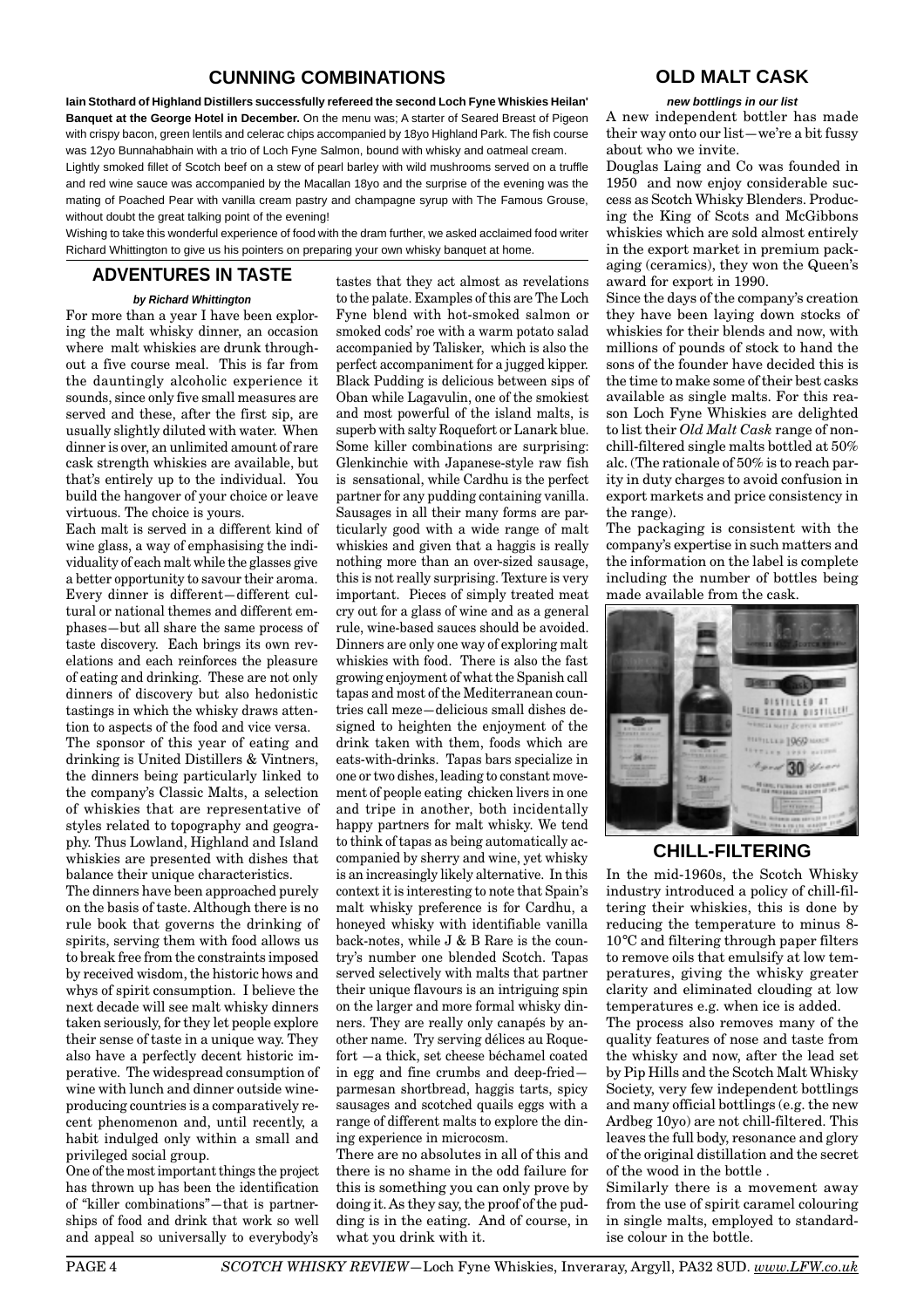## CUNNING COMBINATIONS

**Iain Stothard of Highland Distillers successfully refereed the second Loch Fyne Whiskies Heilan' Banquet at the George Hotel in December.** On the menu was; A starter of Seared Breast of Pigeon with crispy bacon, green lentils and celerac chips accompanied by 18yo Highland Park. The fish course was 12yo Bunnahabhain with a trio of Loch Fyne Salmon, bound with whisky and oatmeal cream.

Lightly smoked fillet of Scotch beef on a stew of pearl barley with wild mushrooms served on a truffle and red wine sauce was accompanied by the Macallan 18yo and the surprise of the evening was the mating of Poached Pear with vanilla cream pastry and champagne syrup with The Famous Grouse, without doubt the great talking point of the evening!

Wishing to take this wonderful experience of food with the dram further, we asked acclaimed food writer Richard Whittington to give us his pointers on preparing your own whisky banquet at home.

## ADVENTURES IN TASTE

***by Richard Whittington***

For more than a year I have been exploring the malt whisky dinner, an occasion where malt whiskies are drunk throughout a five course meal. This is far from the dauntingly alcoholic experience it sounds, since only five small measures are served and these, after the first sip, are usually slightly diluted with water. When dinner is over, an unlimited amount of rare cask strength whiskies are available, but that's entirely up to the individual. You build the hangover of your choice or leave virtuous. The choice is yours.

Each malt is served in a different kind of wine glass, a way of emphasising the individuality of each malt while the glasses give a better opportunity to savour their aroma. Every dinner is different—different cultural or national themes and different emphases—but all share the same process of taste discovery. Each brings its own revelations and each reinforces the pleasure of eating and drinking. These are not only dinners of discovery but also hedonistic tastings in which the whisky draws attention to aspects of the food and vice versa.

The sponsor of this year of eating and drinking is United Distillers & Vintners, the dinners being particularly linked to the company's Classic Malts, a selection of whiskies that are representative of styles related to topography and geography. Thus Lowland, Highland and Island whiskies are presented with dishes that balance their unique characteristics.

The dinners have been approached purely on the basis of taste. Although there is no rule book that governs the drinking of spirits, serving them with food allows us to break free from the constraints imposed by received wisdom, the historic hows and whys of spirit consumption. I believe the next decade will see malt whisky dinners taken seriously, for they let people explore their sense of taste in a unique way. They also have a perfectly decent historic imperative. The widespread consumption of wine with lunch and dinner outside wine-producing countries is a comparatively recent phenomenon and, until recently, a habit indulged only within a small and privileged social group.

One of the most important things the project has thrown up has been the identification of "killer combinations"—that is partnerships of food and drink that work so well and appeal so universally to everybody's tastes that they act almost as revelations to the palate. Examples of this are The Loch Fyne blend with hot-smoked salmon or smoked cods' roe with a warm potato salad accompanied by Talisker, which is also the perfect accompaniment for a jugged kipper. Black Pudding is delicious between sips of Oban while Lagavulin, one of the smokiest and most powerful of the island malts, is superb with salty Roquefort or Lanark blue. Some killer combinations are surprising: Glenkinchie with Japanese-style raw fish is sensational, while Cardhu is the perfect partner for any pudding containing vanilla. Sausages in all their many forms are particularly good with a wide range of malt whiskies and given that a haggis is really nothing more than an over-sized sausage, this is not really surprising. Texture is very important. Pieces of simply treated meat cry out for a glass of wine and as a general rule, wine-based sauces should be avoided. Dinners are only one way of exploring malt whiskies with food. There is also the fast growing enjoyment of what the Spanish call tapas and most of the Mediterranean countries call meze—delicious small dishes designed to heighten the enjoyment of the drink taken with them, foods which are eats-with-drinks. Tapas bars specialize in one or two dishes, leading to constant movement of people eating chicken livers in one and tripe in another, both incidentally happy partners for malt whisky. We tend to think of tapas as being automatically accompanied by sherry and wine, yet whisky is an increasingly likely alternative. In this context it is interesting to note that Spain's malt whisky preference is for Cardhu, a honeyed whisky with identifiable vanilla back-notes, while J & B Rare is the country's number one blended Scotch. Tapas served selectively with malts that partner their unique flavours is an intriguing spin on the larger and more formal whisky dinners. They are really only canapés by another name. Try serving délices au Roquefort —a thick, set cheese béchamel coated in egg and fine crumbs and deep-fried—parmesan shortbread, haggis tarts, spicy sausages and scotched quails eggs with a range of different malts to explore the dining experience in microcosm.

There are no absolutes in all of this and there is no shame in the odd failure for this is something you can only prove by doing it. As they say, the proof of the pudding is in the eating. And of course, in what you drink with it.

## OLD MALT CASK

***new bottlings in our list***

A new independent bottler has made their way onto our list—we're a bit fussy about who we invite.

Douglas Laing and Co was founded in 1950 and now enjoy considerable success as Scotch Whisky Blenders. Producing the King of Scots and McGibbons whiskies which are sold almost entirely in the export market in premium packaging (ceramics), they won the Queen's award for export in 1990.

Since the days of the company's creation they have been laying down stocks of whiskies for their blends and now, with millions of pounds of stock to hand the sons of the founder have decided this is the time to make some of their best casks available as single malts. For this reason Loch Fyne Whiskies are delighted to list their *Old Malt Cask* range of non-chill-filtered single malts bottled at 50% alc. (The rationale of 50% is to reach parity in duty charges to avoid confusion in export markets and price consistency in the range).

The packaging is consistent with the company's expertise in such matters and the information on the label is complete including the number of bottles being made available from the cask.

## CHILL-FILTERING

In the mid-1960s, the Scotch Whisky industry introduced a policy of chill-filtering their whiskies, this is done by reducing the temperature to minus 8-10°C and filtering through paper filters to remove oils that emulsify at low temperatures, giving the whisky greater clarity and eliminated clouding at low temperatures e.g. when ice is added.

The process also removes many of the quality features of nose and taste from the whisky and now, after the lead set by Pip Hills and the Scotch Malt Whisky Society, very few independent bottlings and many official bottlings (e.g. the new Ardbeg 10yo) are not chill-filtered. This leaves the full body, resonance and glory of the original distillation and the secret of the wood in the bottle .

Similarly there is a movement away from the use of spirit caramel colouring in single malts, employed to standardise colour in the bottle.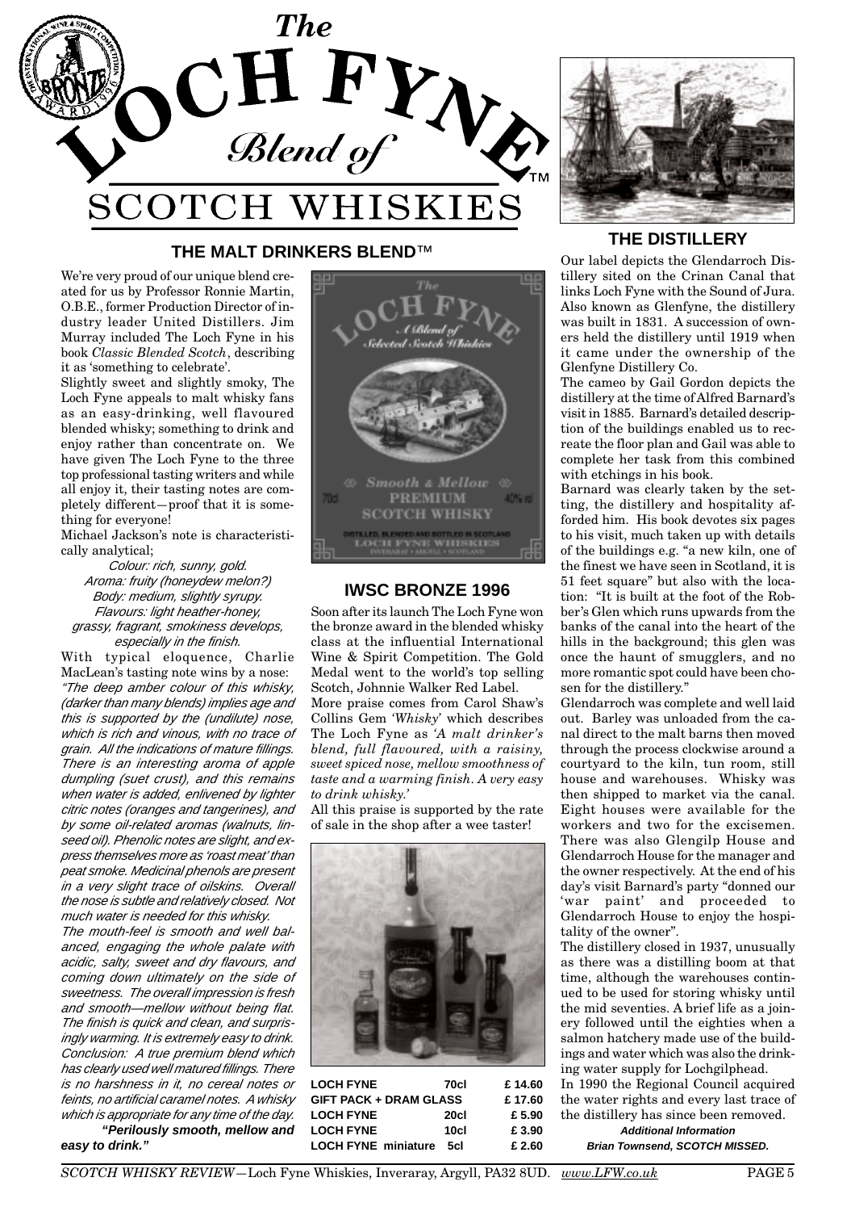# The LOCH FYNE Blend of SCOTCH WHISKIES™

## THE MALT DRINKERS BLEND™

We're very proud of our unique blend created for us by Professor Ronnie Martin, O.B.E., former Production Director of industry leader United Distillers. Jim Murray included The Loch Fyne in his book *Classic Blended Scotch*, describing it as 'something to celebrate'.

Slightly sweet and slightly smoky, The Loch Fyne appeals to malt whisky fans as an easy-drinking, well flavoured blended whisky; something to drink and enjoy rather than concentrate on. We have given The Loch Fyne to the three top professional tasting writers and while all enjoy it, their tasting notes are completely different—proof that it is something for everyone!

Michael Jackson's note is characteristically analytical;

*Colour: rich, sunny, gold.*
*Aroma: fruity (honeydew melon?)*
*Body: medium, slightly syrupy.*
*Flavours: light heather-honey, grassy, fragrant, smokiness develops, especially in the finish.*

With typical eloquence, Charlie MacLean's tasting note wins by a nose: *"The deep amber colour of this whisky, (darker than many blends) implies age and this is supported by the (undilute) nose, which is rich and vinous, with no trace of grain. All the indications of mature fillings. There is an interesting aroma of apple dumpling (suet crust), and this remains when water is added, enlivened by lighter citric notes (oranges and tangerines), and by some oil-related aromas (walnuts, linseed oil). Phenolic notes are slight, and express themselves more as 'roast meat' than peat smoke. Medicinal phenols are present in a very slight trace of oilskins. Overall the nose is subtle and relatively closed. Not much water is needed for this whisky.*

*The mouth-feel is smooth and well balanced, engaging the whole palate with acidic, salty, sweet and dry flavours, and coming down ultimately on the side of sweetness. The overall impression is fresh and smooth—mellow without being flat. The finish is quick and clean, and surprisingly warming. It is extremely easy to drink. Conclusion: A true premium blend which has clearly used well matured fillings. There is no harshness in it, no cereal notes or feints, no artificial caramel notes. A whisky which is appropriate for any time of the day.*

***"Perilously smooth, mellow and easy to drink."***

## IWSC BRONZE 1996

Soon after its launch The Loch Fyne won the bronze award in the blended whisky class at the influential International Wine & Spirit Competition. The Gold Medal went to the world's top selling Scotch, Johnnie Walker Red Label.

More praise comes from Carol Shaw's Collins Gem *'Whisky'* which describes The Loch Fyne as *'A malt drinker's blend, full flavoured, with a raisiny, sweet spiced nose, mellow smoothness of taste and a warming finish. A very easy to drink whisky.'*

All this praise is supported by the rate of sale in the shop after a wee taster!

| | | |
|---|---|---|
| LOCH FYNE | 70cl | £ 14.60 |
| GIFT PACK + DRAM GLASS | | £ 17.60 |
| LOCH FYNE | 20cl | £ 5.90 |
| LOCH FYNE | 10cl | £ 3.90 |
| LOCH FYNE miniature | 5cl | £ 2.60 |

## THE DISTILLERY

Our label depicts the Glendarroch Distillery sited on the Crinan Canal that links Loch Fyne with the Sound of Jura. Also known as Glenfyne, the distillery was built in 1831. A succession of owners held the distillery until 1919 when it came under the ownership of the Glenfyne Distillery Co.

The cameo by Gail Gordon depicts the distillery at the time of Alfred Barnard's visit in 1885. Barnard's detailed description of the buildings enabled us to recreate the floor plan and Gail was able to complete her task from this combined with etchings in his book.

Barnard was clearly taken by the setting, the distillery and hospitality afforded him. His book devotes six pages to his visit, much taken up with details of the buildings e.g. "a new kiln, one of the finest we have seen in Scotland, it is 51 feet square" but also with the location: "It is built at the foot of the Robber's Glen which runs upwards from the banks of the canal into the heart of the hills in the background; this glen was once the haunt of smugglers, and no more romantic spot could have been chosen for the distillery."

Glendarroch was complete and well laid out. Barley was unloaded from the canal direct to the malt barns then moved through the process clockwise around a courtyard to the kiln, tun room, still house and warehouses. Whisky was then shipped to market via the canal. Eight houses were available for the workers and two for the excisemen. There was also Glengilp House and Glendarroch House for the manager and the owner respectively. At the end of his day's visit Barnard's party "donned our 'war paint' and proceeded to Glendarroch House to enjoy the hospitality of the owner".

The distillery closed in 1937, unusually as there was a distilling boom at that time, although the warehouses continued to be used for storing whisky until the mid seventies. A brief life as a joinery followed until the eighties when a salmon hatchery made use of the buildings and water which was also the drinking water supply for Lochgilphead.

In 1990 the Regional Council acquired the water rights and every last trace of the distillery has since been removed.

***Additional Information***
***Brian Townsend, SCOTCH MISSED.***

*SCOTCH WHISKY REVIEW*—Loch Fyne Whiskies, Inveraray, Argyll, PA32 8UD. www.LFW.co.uk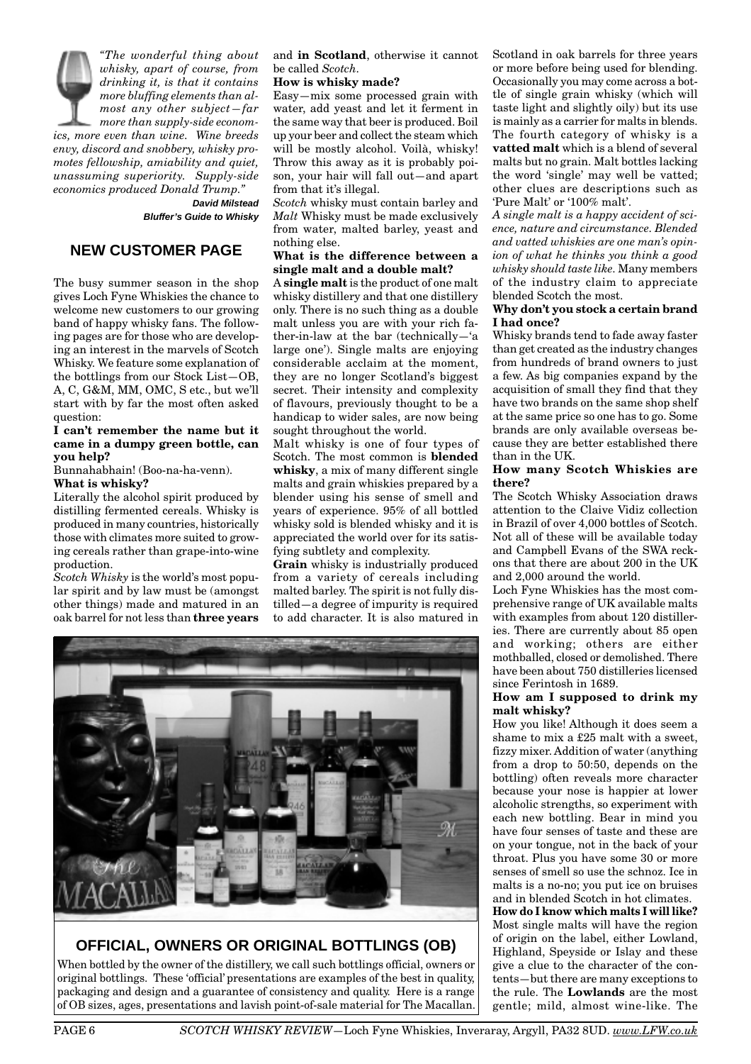*"The wonderful thing about whisky, apart of course, from drinking it, is that it contains more bluffing elements than almost any other subject—far more than supply-side economics, more even than wine. Wine breeds envy, discord and snobbery, whisky promotes fellowship, amiability and quiet, unassuming superiority. Supply-side economics produced Donald Trump."*

**David Milstead**
***Bluffer's Guide to Whisky***

## NEW CUSTOMER PAGE

The busy summer season in the shop gives Loch Fyne Whiskies the chance to welcome new customers to our growing band of happy whisky fans. The following pages are for those who are developing an interest in the marvels of Scotch Whisky. We feature some explanation of the bottlings from our Stock List—OB, A, C, G&M, MM, OMC, S etc., but we'll start with by far the most often asked question:

**I can't remember the name but it came in a dumpy green bottle, can you help?**

Bunnahabhain! (Boo-na-ha-venn).

**What is whisky?**

Literally the alcohol spirit produced by distilling fermented cereals. Whisky is produced in many countries, historically those with climates more suited to growing cereals rather than grape-into-wine production.

*Scotch Whisky* is the world's most popular spirit and by law must be (amongst other things) made and matured in an oak barrel for not less than **three years** and **in Scotland**, otherwise it cannot be called *Scotch*.

**How is whisky made?**

Easy—mix some processed grain with water, add yeast and let it ferment in the same way that beer is produced. Boil up your beer and collect the steam which will be mostly alcohol. Voilà, whisky! Throw this away as it is probably poison, your hair will fall out—and apart from that it's illegal.

*Scotch* whisky must contain barley and *Malt* Whisky must be made exclusively from water, malted barley, yeast and nothing else.

**What is the difference between a single malt and a double malt?**

A **single malt** is the product of one malt whisky distillery and that one distillery only. There is no such thing as a double malt unless you are with your rich father-in-law at the bar (technically—'a large one'). Single malts are enjoying considerable acclaim at the moment, they are no longer Scotland's biggest secret. Their intensity and complexity of flavours, previously thought to be a handicap to wider sales, are now being sought throughout the world.

Malt whisky is one of four types of Scotch. The most common is **blended whisky**, a mix of many different single malts and grain whiskies prepared by a blender using his sense of smell and years of experience. 95% of all bottled whisky sold is blended whisky and it is appreciated the world over for its satisfying subtlety and complexity.

**Grain** whisky is industrially produced from a variety of cereals including malted barley. The spirit is not fully distilled—a degree of impurity is required to add character. It is also matured in Scotland in oak barrels for three years or more before being used for blending. Occasionally you may come across a bottle of single grain whisky (which will taste light and slightly oily) but its use is mainly as a carrier for malts in blends. The fourth category of whisky is a **vatted malt** which is a blend of several malts but no grain. Malt bottles lacking the word 'single' may well be vatted; other clues are descriptions such as 'Pure Malt' or '100% malt'.

*A single malt is a happy accident of science, nature and circumstance. Blended and vatted whiskies are one man's opinion of what he thinks you think a good whisky should taste like.* Many members of the industry claim to appreciate blended Scotch the most.

**Why don't you stock a certain brand I had once?**

Whisky brands tend to fade away faster than get created as the industry changes from hundreds of brand owners to just a few. As big companies expand by the acquisition of small they find that they have two brands on the same shop shelf at the same price so one has to go. Some brands are only available overseas because they are better established there than in the UK.

**How many Scotch Whiskies are there?**

The Scotch Whisky Association draws attention to the Claive Vidiz collection in Brazil of over 4,000 bottles of Scotch. Not all of these will be available today and Campbell Evans of the SWA reckons that there are about 200 in the UK and 2,000 around the world.

Loch Fyne Whiskies has the most comprehensive range of UK available malts with examples from about 120 distilleries. There are currently about 85 open and working; others are either mothballed, closed or demolished. There have been about 750 distilleries licensed since Ferintosh in 1689.

**How am I supposed to drink my malt whisky?**

How you like! Although it does seem a shame to mix a £25 malt with a sweet, fizzy mixer. Addition of water (anything from a drop to 50:50, depends on the bottling) often reveals more character because your nose is happier at lower alcoholic strengths, so experiment with each new bottling. Bear in mind you have four senses of taste and these are on your tongue, not in the back of your throat. Plus you have some 30 or more senses of smell so use the schnoz. Ice in malts is a no-no; you put ice on bruises and in blended Scotch in hot climates.

**How do I know which malts I will like?**

Most single malts will have the region of origin on the label, either Lowland, Highland, Speyside or Islay and these give a clue to the character of the contents—but there are many exceptions to the rule. The **Lowlands** are the most gentle; mild, almost wine-like. The

## OFFICIAL, OWNERS OR ORIGINAL BOTTLINGS (OB)

When bottled by the owner of the distillery, we call such bottlings official, owners or original bottlings. These 'official' presentations are examples of the best in quality, packaging and design and a guarantee of consistency and quality. Here is a range of OB sizes, ages, presentations and lavish point-of-sale material for The Macallan.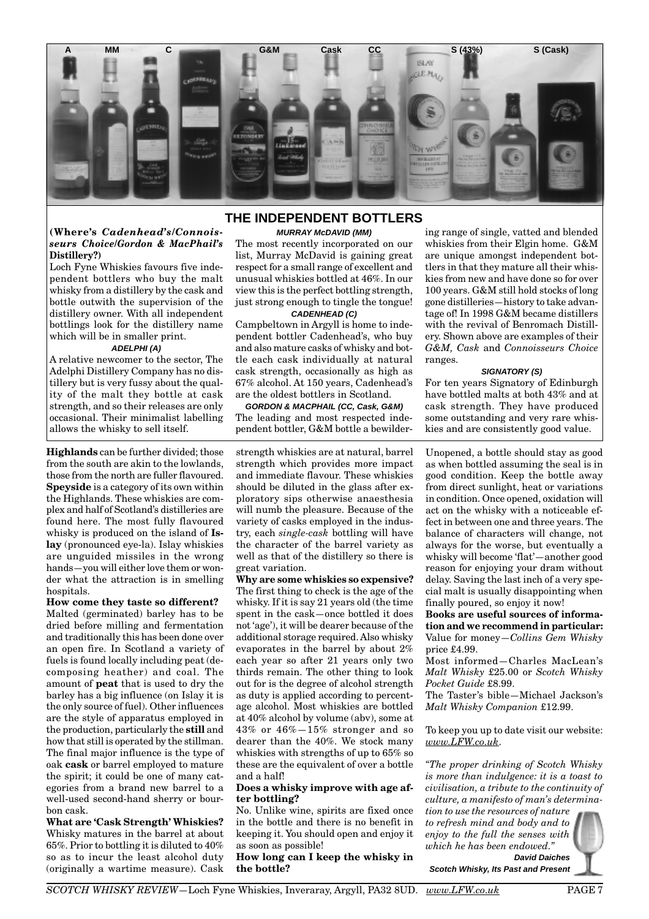A MM C G&M Cask CC S (43%) S (Cask)

## THE INDEPENDENT BOTTLERS

**(Where's *Cadenhead's/Connoisseurs Choice/Gordon & MacPhail's* Distillery?)**

Loch Fyne Whiskies favours five independent bottlers who buy the malt whisky from a distillery by the cask and bottle outwith the supervision of the distillery owner. With all independent bottlings look for the distillery name which will be in smaller print.

### *ADELPHI (A)*

A relative newcomer to the sector, The Adelphi Distillery Company has no distillery but is very fussy about the quality of the malt they bottle at cask strength, and so their releases are only occasional. Their minimalist labelling allows the whisky to sell itself.

### *MURRAY McDAVID (MM)*

The most recently incorporated on our list, Murray McDavid is gaining great respect for a small range of excellent and unusual whiskies bottled at 46%. In our view this is the perfect bottling strength, just strong enough to tingle the tongue!

### *CADENHEAD (C)*

Campbeltown in Argyll is home to independent bottler Cadenhead's, who buy and also mature casks of whisky and bottle each cask individually at natural cask strength, occasionally as high as 67% alcohol. At 150 years, Cadenhead's are the oldest bottlers in Scotland.

### *GORDON & MACPHAIL (CC, Cask, G&M)*

The leading and most respected independent bottler, G&M bottle a bewildering range of single, vatted and blended whiskies from their Elgin home. G&M are unique amongst independent bottlers in that they mature all their whiskies from new and have done so for over 100 years. G&M still hold stocks of long gone distilleries—history to take advantage of! In 1998 G&M became distillers with the revival of Benromach Distillery. Shown above are examples of their *G&M, Cask* and *Connoisseurs Choice* ranges.

### *SIGNATORY (S)*

For ten years Signatory of Edinburgh have bottled malts at both 43% and at cask strength. They have produced some outstanding and very rare whiskies and are consistently good value.

---

**Highlands** can be further divided; those from the south are akin to the lowlands, those from the north are fuller flavoured. **Speyside** is a category of its own within the Highlands. These whiskies are complex and half of Scotland's distilleries are found here. The most fully flavoured whisky is produced on the island of **Islay** (pronounced eye-la). Islay whiskies are unguided missiles in the wrong hands—you will either love them or wonder what the attraction is in smelling hospitals.

**How come they taste so different?**
Malted (germinated) barley has to be dried before milling and fermentation and traditionally this has been done over an open fire. In Scotland a variety of fuels is found locally including peat (decomposing heather) and coal. The amount of **peat** that is used to dry the barley has a big influence (on Islay it is the only source of fuel). Other influences are the style of apparatus employed in the production, particularly the **still** and how that still is operated by the stillman. The final major influence is the type of oak **cask** or barrel employed to mature the spirit; it could be one of many categories from a brand new barrel to a well-used second-hand sherry or bourbon cask.

**What are 'Cask Strength' Whiskies?**
Whisky matures in the barrel at about 65%. Prior to bottling it is diluted to 40% so as to incur the least alcohol duty (originally a wartime measure). Cask strength whiskies are at natural, barrel strength which provides more impact and immediate flavour. These whiskies should be diluted in the glass after exploratory sips otherwise anaesthesia will numb the pleasure. Because of the variety of casks employed in the industry, each *single-cask* bottling will have the character of the barrel variety as well as that of the distillery so there is great variation.

**Why are some whiskies so expensive?**
The first thing to check is the age of the whisky. If it is say 21 years old (the time spent in the cask—once bottled it does not 'age'), it will be dearer because of the additional storage required. Also whisky evaporates in the barrel by about 2% each year so after 21 years only two thirds remain. The other thing to look out for is the degree of alcohol strength as duty is applied according to percentage alcohol. Most whiskies are bottled at 40% alcohol by volume (abv), some at 43% or 46%—15% stronger and so dearer than the 40%. We stock many whiskies with strengths of up to 65% so these are the equivalent of over a bottle and a half!

**Does a whisky improve with age after bottling?**
No. Unlike wine, spirits are fixed once in the bottle and there is no benefit in keeping it. You should open and enjoy it as soon as possible!

**How long can I keep the whisky in the bottle?**
Unopened, a bottle should stay as good as when bottled assuming the seal is in good condition. Keep the bottle away from direct sunlight, heat or variations in condition. Once opened, oxidation will act on the whisky with a noticeable effect in between one and three years. The balance of characters will change, not always for the worse, but eventually a whisky will become 'flat'—another good reason for enjoying your dram without delay. Saving the last inch of a very special malt is usually disappointing when finally poured, so enjoy it now!

**Books are useful sources of information and we recommend in particular:**
Value for money—*Collins Gem Whisky* price £4.99.

Most informed—Charles MacLean's *Malt Whisky* £25.00 or *Scotch Whisky Pocket Guide* £8.99.

The Taster's bible—Michael Jackson's *Malt Whisky Companion* £12.99.

To keep you up to date visit our website: www.LFW.co.uk.

*"The proper drinking of Scotch Whisky is more than indulgence: it is a toast to civilisation, a tribute to the continuity of culture, a manifesto of man's determination to use the resources of nature to refresh mind and body and to enjoy to the full the senses with which he has been endowed."*

***David Daiches***
***Scotch Whisky, Its Past and Present***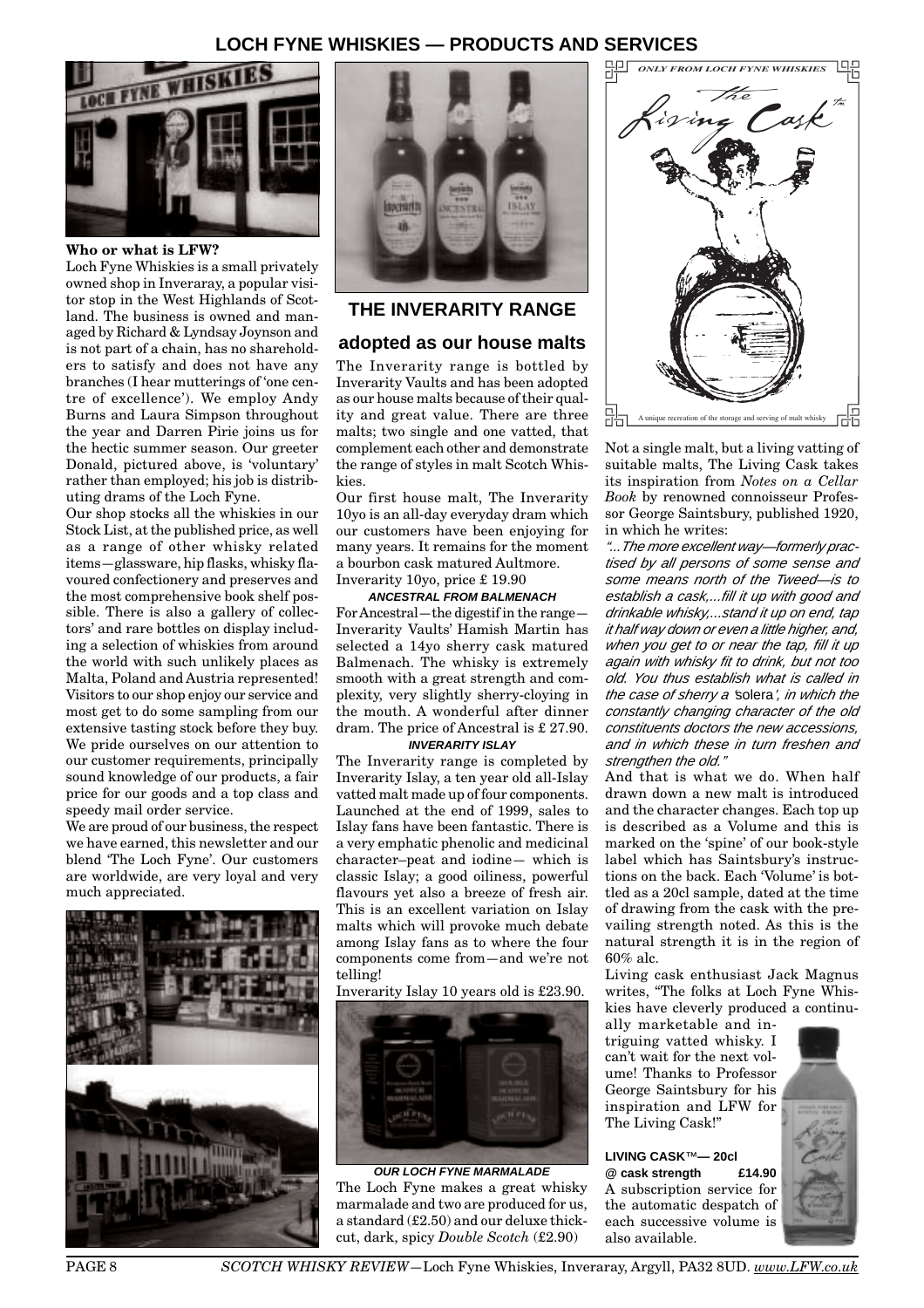# LOCH FYNE WHISKIES — PRODUCTS AND SERVICES

**Who or what is LFW?**

Loch Fyne Whiskies is a small privately owned shop in Inveraray, a popular visitor stop in the West Highlands of Scotland. The business is owned and managed by Richard & Lyndsay Joynson and is not part of a chain, has no shareholders to satisfy and does not have any branches (I hear mutterings of 'one centre of excellence'). We employ Andy Burns and Laura Simpson throughout the year and Darren Pirie joins us for the hectic summer season. Our greeter Donald, pictured above, is 'voluntary' rather than employed; his job is distributing drams of the Loch Fyne.

Our shop stocks all the whiskies in our Stock List, at the published price, as well as a range of other whisky related items—glassware, hip flasks, whisky flavoured confectionery and preserves and the most comprehensive book shelf possible. There is also a gallery of collectors' and rare bottles on display including a selection of whiskies from around the world with such unlikely places as Malta, Poland and Austria represented! Visitors to our shop enjoy our service and most get to do some sampling from our extensive tasting stock before they buy. We pride ourselves on our attention to our customer requirements, principally sound knowledge of our products, a fair price for our goods and a top class and speedy mail order service.

We are proud of our business, the respect we have earned, this newsletter and our blend 'The Loch Fyne'. Our customers are worldwide, are very loyal and very much appreciated.

## THE INVERARITY RANGE

## adopted as our house malts

The Inverarity range is bottled by Inverarity Vaults and has been adopted as our house malts because of their quality and great value. There are three malts; two single and one vatted, that complement each other and demonstrate the range of styles in malt Scotch Whiskies.

Our first house malt, The Inverarity 10yo is an all-day everyday dram which our customers have been enjoying for many years. It remains for the moment a bourbon cask matured Aultmore.

Inverarity 10yo, price £ 19.90

***ANCESTRAL FROM BALMENACH***

For Ancestral—the digestif in the range—Inverarity Vaults' Hamish Martin has selected a 14yo sherry cask matured Balmenach. The whisky is extremely smooth with a great strength and complexity, very slightly sherry-cloying in the mouth. A wonderful after dinner dram. The price of Ancestral is £ 27.90.

***INVERARITY ISLAY***

The Inverarity range is completed by Inverarity Islay, a ten year old all-Islay vatted malt made up of four components. Launched at the end of 1999, sales to Islay fans have been fantastic. There is a very emphatic phenolic and medicinal character–peat and iodine— which is classic Islay; a good oiliness, powerful flavours yet also a breeze of fresh air. This is an excellent variation on Islay malts which will provoke much debate among Islay fans as to where the four components come from—and we're not telling!

Inverarity Islay 10 years old is £23.90.

***OUR LOCH FYNE MARMALADE***

The Loch Fyne makes a great whisky marmalade and two are produced for us, a standard (£2.50) and our deluxe thick-cut, dark, spicy *Double Scotch* (£2.90)

*ONLY FROM LOCH FYNE WHISKIES*

*The Living Cask*™

A unique recreation of the storage and serving of malt whisky

Not a single malt, but a living vatting of suitable malts, The Living Cask takes its inspiration from *Notes on a Cellar Book* by renowned connoisseur Professor George Saintsbury, published 1920, in which he writes:

*"...The more excellent way—formerly practised by all persons of some sense and some means north of the Tweed—is to establish a cask,...fill it up with good and drinkable whisky,...stand it up on end, tap it half way down or even a little higher, and, when you get to or near the tap, fill it up again with whisky fit to drink, but not too old. You thus establish what is called in the case of sherry a* 'solera'*, in which the constantly changing character of the old constituents doctors the new accessions, and in which these in turn freshen and strengthen the old."*

And that is what we do. When half drawn down a new malt is introduced and the character changes. Each top up is described as a Volume and this is marked on the 'spine' of our book-style label which has Saintsbury's instructions on the back. Each 'Volume' is bottled as a 20cl sample, dated at the time of drawing from the cask with the prevailing strength noted. As this is the natural strength it is in the region of 60% alc.

Living cask enthusiast Jack Magnus writes, "The folks at Loch Fyne Whiskies have cleverly produced a continually marketable and intriguing vatted whisky. I can't wait for the next volume! Thanks to Professor George Saintsbury for his inspiration and LFW for The Living Cask!"

**LIVING CASK™— 20cl**
**@ cask strength £14.90**

A subscription service for the automatic despatch of each successive volume is also available.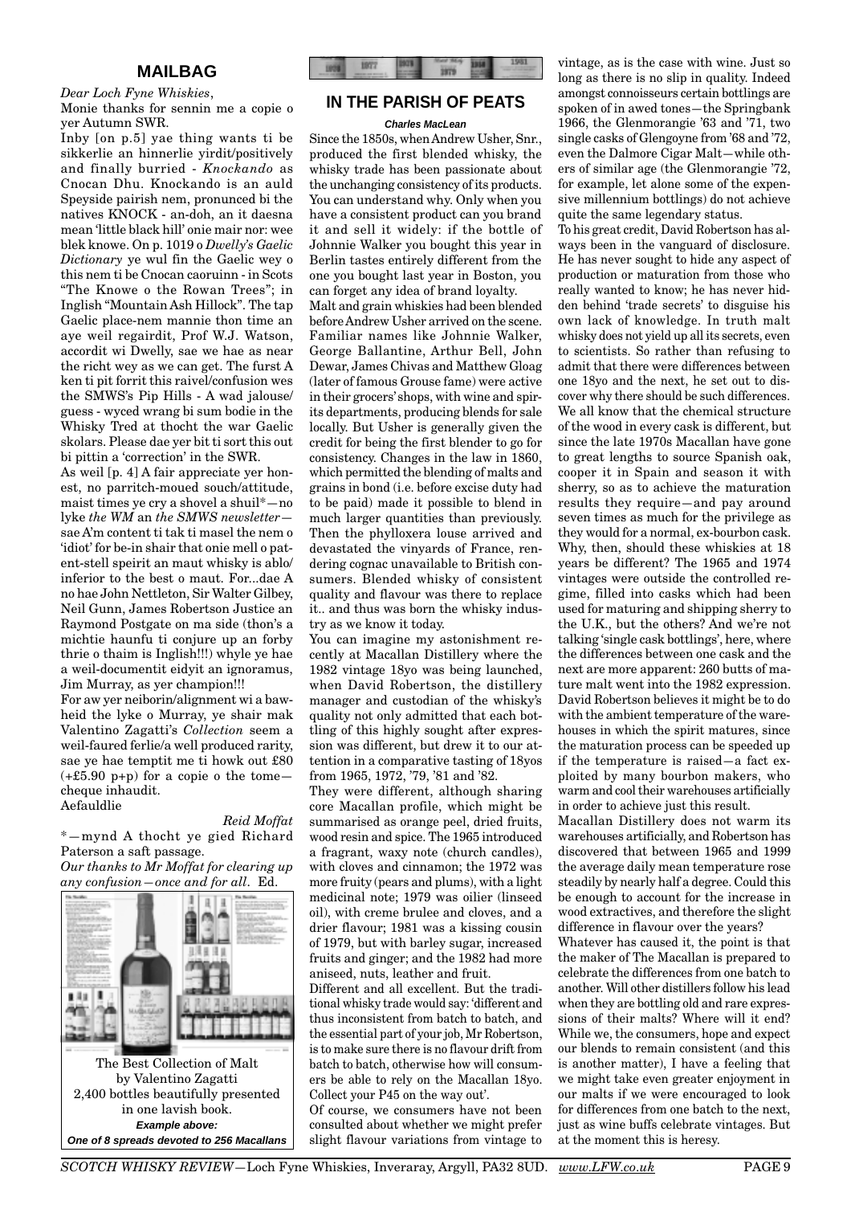## MAILBAG

*Dear Loch Fyne Whiskies*,

Monie thanks for sennin me a copie o yer Autumn SWR.

Inby [on p.5] yae thing wants ti be sikkerlie an hinnerlie yirdit/positively and finally burried - *Knockando* as Cnocan Dhu. Knockando is an auld Speyside pairish nem, pronunced bi the natives KNOCK - an-doh, an it daesna mean 'little black hill' onie mair nor: wee blek knowe. On p. 1019 o *Dwelly's Gaelic Dictionary* ye wul fin the Gaelic wey o this nem ti be Cnocan caoruinn - in Scots "The Knowe o the Rowan Trees"; in Inglish "Mountain Ash Hillock". The tap Gaelic place-nem mannie thon time an aye weil regairdit, Prof W.J. Watson, accordit wi Dwelly, sae we hae as near the richt wey as we can get. The furst A ken ti pit forrit this raivel/confusion wes the SMWS's Pip Hills - A wad jalouse/guess - wyced wrang bi sum bodie in the Whisky Tred at thocht the war Gaelic skolars. Please dae yer bit ti sort this out bi pittin a 'correction' in the SWR.

As weil [p. 4] A fair appreciate yer honest, no parritch-moued souch/attitude, maist times ye cry a shovel a shuil*—no lyke *the WM* an *the SMWS newsletter*—sae A'm content ti tak ti masel the nem o 'idiot' for be-in shair that onie mell o patent-stell speirit an maut whisky is ablo/inferior to the best o maut. For...dae A no hae John Nettleton, Sir Walter Gilbey, Neil Gunn, James Robertson Justice an Raymond Postgate on ma side (thon's a michtie haunfu ti conjure up an forby thrie o thaim is Inglish!!!) whyle ye hae a weil-documentit eidyit an ignoramus, Jim Murray, as yer champion!!!

For aw yer neiborin/alignment wi a bawheid the lyke o Murray, ye shair mak Valentino Zagatti's *Collection* seem a weil-faured ferlie/a well produced rarity, sae ye hae temptit me ti howk out £80 (+£5.90 p+p) for a copie o the tome—cheque inhaudit.

Aefauldlie

*Reid Moffat*

*—mynd A thocht ye gied Richard Paterson a saft passage.

*Our thanks to Mr Moffat for clearing up any confusion—once and for all.* Ed.

The Best Collection of Malt by Valentino Zagatti
2,400 bottles beautifully presented in one lavish book.
***Example above: One of 8 spreads devoted to 256 Macallans***

## IN THE PARISH OF PEATS

***Charles MacLean***

Since the 1850s, when Andrew Usher, Snr., produced the first blended whisky, the whisky trade has been passionate about the unchanging consistency of its products. You can understand why. Only when you have a consistent product can you brand it and sell it widely: if the bottle of Johnnie Walker you bought this year in Berlin tastes entirely different from the one you bought last year in Boston, you can forget any idea of brand loyalty.

Malt and grain whiskies had been blended before Andrew Usher arrived on the scene. Familiar names like Johnnie Walker, George Ballantine, Arthur Bell, John Dewar, James Chivas and Matthew Gloag (later of famous Grouse fame) were active in their grocers' shops, with wine and spirits departments, producing blends for sale locally. But Usher is generally given the credit for being the first blender to go for consistency. Changes in the law in 1860, which permitted the blending of malts and grains in bond (i.e. before excise duty had to be paid) made it possible to blend in much larger quantities than previously. Then the phylloxera louse arrived and devastated the vinyards of France, rendering cognac unavailable to British consumers. Blended whisky of consistent quality and flavour was there to replace it.. and thus was born the whisky industry as we know it today.

You can imagine my astonishment recently at Macallan Distillery where the 1982 vintage 18yo was being launched, when David Robertson, the distillery manager and custodian of the whisky's quality not only admitted that each bottling of this highly sought after expression was different, but drew it to our attention in a comparative tasting of 18yos from 1965, 1972, '79, '81 and '82.

They were different, although sharing core Macallan profile, which might be summarised as orange peel, dried fruits, wood resin and spice. The 1965 introduced a fragrant, waxy note (church candles), with cloves and cinnamon; the 1972 was more fruity (pears and plums), with a light medicinal note; 1979 was oilier (linseed oil), with creme brulee and cloves, and a drier flavour; 1981 was a kissing cousin of 1979, but with barley sugar, increased fruits and ginger; and the 1982 had more aniseed, nuts, leather and fruit.

Different and all excellent. But the traditional whisky trade would say: 'different and thus inconsistent from batch to batch, and the essential part of your job, Mr Robertson, is to make sure there is no flavour drift from batch to batch, otherwise how will consumers be able to rely on the Macallan 18yo. Collect your P45 on the way out'.

Of course, we consumers have not been consulted about whether we might prefer slight flavour variations from vintage to vintage, as is the case with wine. Just so long as there is no slip in quality. Indeed amongst connoisseurs certain bottlings are spoken of in awed tones—the Springbank 1966, the Glenmorangie '63 and '71, two single casks of Glengoyne from '68 and '72, even the Dalmore Cigar Malt—while others of similar age (the Glenmorangie '72, for example, let alone some of the expensive millennium bottlings) do not achieve quite the same legendary status.

To his great credit, David Robertson has always been in the vanguard of disclosure. He has never sought to hide any aspect of production or maturation from those who really wanted to know; he has never hidden behind 'trade secrets' to disguise his own lack of knowledge. In truth malt whisky does not yield up all its secrets, even to scientists. So rather than refusing to admit that there were differences between one 18yo and the next, he set out to discover why there should be such differences. We all know that the chemical structure of the wood in every cask is different, but since the late 1970s Macallan have gone to great lengths to source Spanish oak, cooper it in Spain and season it with sherry, so as to achieve the maturation results they require—and pay around seven times as much for the privilege as they would for a normal, ex-bourbon cask. Why, then, should these whiskies at 18 years be different? The 1965 and 1974 vintages were outside the controlled regime, filled into casks which had been used for maturing and shipping sherry to the U.K., but the others? And we're not talking 'single cask bottlings', here, where the differences between one cask and the next are more apparent: 260 butts of mature malt went into the 1982 expression. David Robertson believes it might be to do with the ambient temperature of the warehouses in which the spirit matures, since the maturation process can be speeded up if the temperature is raised—a fact exploited by many bourbon makers, who warm and cool their warehouses artificially in order to achieve just this result.

Macallan Distillery does not warm its warehouses artificially, and Robertson has discovered that between 1965 and 1999 the average daily mean temperature rose steadily by nearly half a degree. Could this be enough to account for the increase in wood extractives, and therefore the slight difference in flavour over the years?

Whatever has caused it, the point is that the maker of The Macallan is prepared to celebrate the differences from one batch to another. Will other distillers follow his lead when they are bottling old and rare expressions of their malts? Where will it end? While we, the consumers, hope and expect our blends to remain consistent (and this is another matter), I have a feeling that we might take even greater enjoyment in our malts if we were encouraged to look for differences from one batch to the next, just as wine buffs celebrate vintages. But at the moment this is heresy.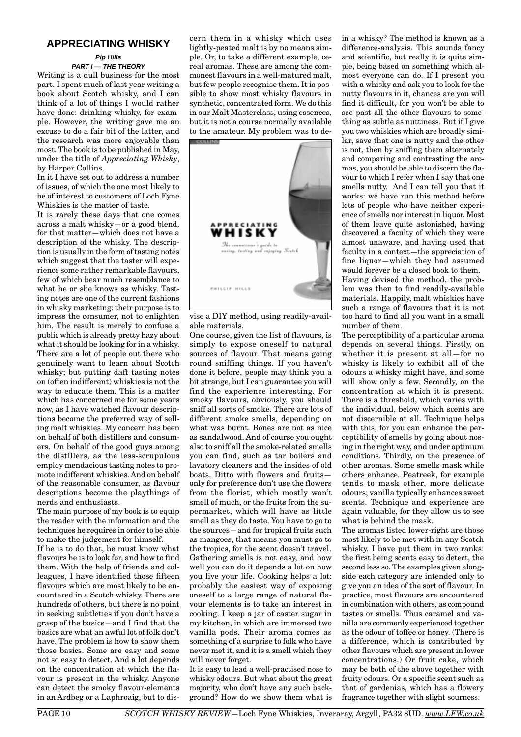## APPRECIATING WHISKY

***Pip Hills***

***PART I — THE THEORY***

Writing is a dull business for the most part. I spent much of last year writing a book about Scotch whisky, and I can think of a lot of things I would rather have done: drinking whisky, for example. However, the writing gave me an excuse to do a fair bit of the latter, and the research was more enjoyable than most. The book is to be published in May, under the title of *Appreciating Whisky*, by Harper Collins.

In it I have set out to address a number of issues, of which the one most likely to be of interest to customers of Loch Fyne Whiskies is the matter of taste.

It is rarely these days that one comes across a malt whisky—or a good blend, for that matter—which does not have a description of the whisky. The description is usually in the form of tasting notes which suggest that the taster will experience some rather remarkable flavours, few of which bear much resemblance to what he or she knows as whisky. Tasting notes are one of the current fashions in whisky marketing: their purpose is to impress the consumer, not to enlighten him. The result is merely to confuse a public which is already pretty hazy about what it should be looking for in a whisky. There are a lot of people out there who genuinely want to learn about Scotch whisky; but putting daft tasting notes on (often indifferent) whiskies is not the way to educate them. This is a matter which has concerned me for some years now, as I have watched flavour descriptions become the preferred way of selling malt whiskies. My concern has been on behalf of both distillers and consumers. On behalf of the good guys among the distillers, as the less-scrupulous employ mendacious tasting notes to promote indifferent whiskies. And on behalf of the reasonable consumer, as flavour descriptions become the playthings of nerds and enthusiasts.

The main purpose of my book is to equip the reader with the information and the techniques he requires in order to be able to make the judgement for himself.

If he is to do that, he must know what flavours he is to look for, and how to find them. With the help of friends and colleagues, I have identified those fifteen flavours which are most likely to be encountered in a Scotch whisky. There are hundreds of others, but there is no point in seeking subtleties if you don't have a grasp of the basics—and I find that the basics are what an awful lot of folk don't have. The problem is how to show them those basics. Some are easy and some not so easy to detect. And a lot depends on the concentration at which the flavour is present in the whisky. Anyone can detect the smoky flavour-elements in an Ardbeg or a Laphroaig, but to discern them in a whisky which uses lightly-peated malt is by no means simple. Or, to take a different example, cereal aromas. These are among the commonest flavours in a well-matured malt, but few people recognise them. It is possible to show most whisky flavours in synthetic, concentrated form. We do this in our Malt Masterclass, using essences, but it is not a course normally available to the amateur. My problem was to devise a DIY method, using readily-available materials.

One course, given the list of flavours, is simply to expose oneself to natural sources of flavour. That means going round sniffing things. If you haven't done it before, people may think you a bit strange, but I can guarantee you will find the experience interesting. For smoky flavours, obviously, you should sniff all sorts of smoke. There are lots of different smoke smells, depending on what was burnt. Bones are not as nice as sandalwood. And of course you ought also to sniff all the smoke-related smells you can find, such as tar boilers and lavatory cleaners and the insides of old boats. Ditto with flowers and fruits—only for preference don't use the flowers from the florist, which mostly won't smell of much, or the fruits from the supermarket, which will have as little smell as they do taste. You have to go to the sources—and for tropical fruits such as mangoes, that means you must go to the tropics, for the scent doesn't travel. Gathering smells is not easy, and how well you can do it depends a lot on how you live your life. Cooking helps a lot: probably the easiest way of exposing oneself to a large range of natural flavour elements is to take an interest in cooking. I keep a jar of caster sugar in my kitchen, in which are immersed two vanilla pods. Their aroma comes as something of a surprise to folk who have never met it, and it is a smell which they will never forget.

It is easy to lead a well-practised nose to whisky odours. But what about the great majority, who don't have any such background? How do we show them what is in a whisky? The method is known as a difference-analysis. This sounds fancy and scientific, but really it is quite simple, being based on something which almost everyone can do. If I present you with a whisky and ask you to look for the nutty flavours in it, chances are you will find it difficult, for you won't be able to see past all the other flavours to something as subtle as nuttiness. But if I give you two whiskies which are broadly similar, save that one is nutty and the other is not, then by sniffing them alternately and comparing and contrasting the aromas, you should be able to discern the flavour to which I refer when I say that one smells nutty. And I can tell you that it works: we have run this method before lots of people who have neither experience of smells nor interest in liquor. Most of them leave quite astonished, having discovered a faculty of which they were almost unaware, and having used that faculty in a context—the appreciation of fine liquor—which they had assumed would forever be a closed book to them.

Having devised the method, the problem was then to find readily-available materials. Happily, malt whiskies have such a range of flavours that it is not too hard to find all you want in a small number of them.

The perceptibility of a particular aroma depends on several things. Firstly, on whether it is present at all—for no whisky is likely to exhibit all of the odours a whisky might have, and some will show only a few. Secondly, on the concentration at which it is present. There is a threshold, which varies with the individual, below which scents are not discernible at all. Technique helps with this, for you can enhance the perceptibility of smells by going about nosing in the right way, and under optimum conditions. Thirdly, on the presence of other aromas. Some smells mask while others enhance. Peatreek, for example tends to mask other, more delicate odours; vanilla typically enhances sweet scents. Technique and experience are again valuable, for they allow us to see what is behind the mask.

The aromas listed lower-right are those most likely to be met with in any Scotch whisky. I have put them in two ranks: the first being scents easy to detect, the second less so. The examples given alongside each category are intended only to give you an idea of the sort of flavour. In practice, most flavours are encountered in combination with others, as compound tastes or smells. Thus caramel and vanilla are commonly experienced together as the odour of toffee or honey. (There is a difference, which is contributed by other flavours which are present in lower concentrations.) Or fruit cake, which may be both of the above together with fruity odours. Or a specific scent such as that of gardenias, which has a flowery fragrance together with slight sourness.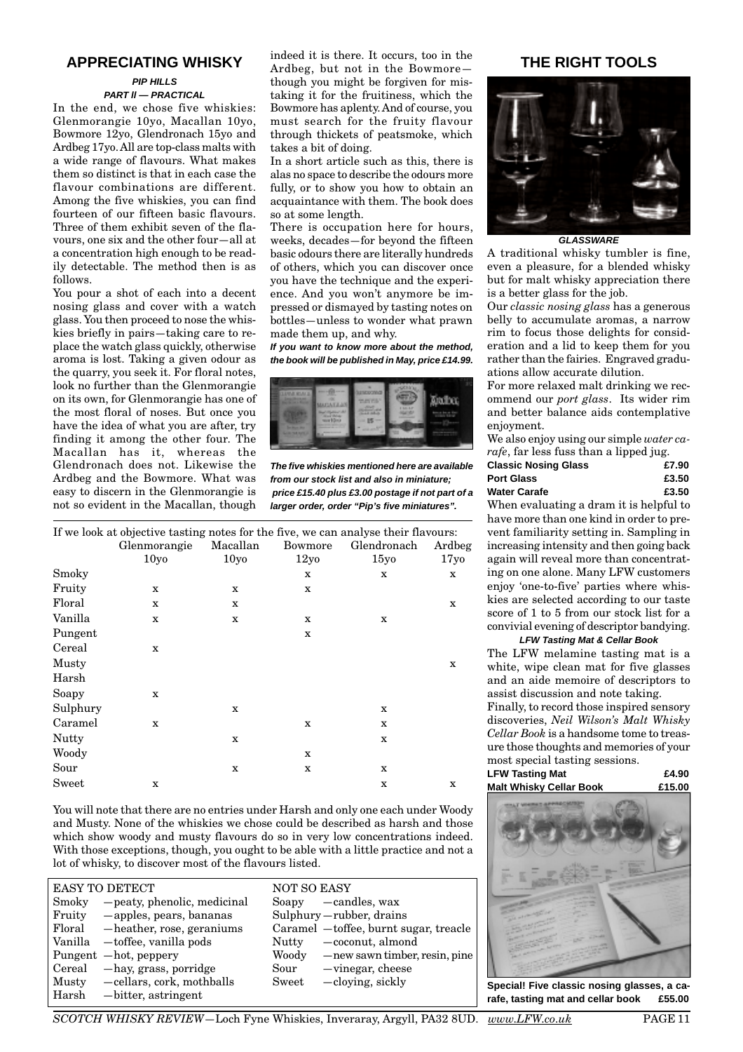## APPRECIATING WHISKY

***PIP HILLS***

***PART II — PRACTICAL***

In the end, we chose five whiskies: Glenmorangie 10yo, Macallan 10yo, Bowmore 12yo, Glendronach 15yo and Ardbeg 17yo. All are top-class malts with a wide range of flavours. What makes them so distinct is that in each case the flavour combinations are different. Among the five whiskies, you can find fourteen of our fifteen basic flavours. Three of them exhibit seven of the flavours, one six and the other four—all at a concentration high enough to be readily detectable. The method then is as follows.

You pour a shot of each into a decent nosing glass and cover with a watch glass. You then proceed to nose the whiskies briefly in pairs—taking care to replace the watch glass quickly, otherwise aroma is lost. Taking a given odour as the quarry, you seek it. For floral notes, look no further than the Glenmorangie on its own, for Glenmorangie has one of the most floral of noses. But once you have the idea of what you are after, try finding it among the other four. The Macallan has it, whereas the Glendronach does not. Likewise the Ardbeg and the Bowmore. What was easy to discern in the Glenmorangie is not so evident in the Macallan, though indeed it is there. It occurs, too in the Ardbeg, but not in the Bowmore—though you might be forgiven for mistaking it for the fruitiness, which the Bowmore has aplenty. And of course, you must search for the fruity flavour through thickets of peatsmoke, which takes a bit of doing.

In a short article such as this, there is alas no space to describe the odours more fully, or to show you how to obtain an acquaintance with them. The book does so at some length.

There is occupation here for hours, weeks, decades—for beyond the fifteen basic odours there are literally hundreds of others, which you can discover once you have the technique and the experience. And you won't anymore be impressed or dismayed by tasting notes on bottles—unless to wonder what prawn made them up, and why.

***If you want to know more about the method, the book will be published in May, price £14.99.***

***The five whiskies mentioned here are available from our stock list and also in miniature; price £15.40 plus £3.00 postage if not part of a larger order, order "Pip's five miniatures".***

If we look at objective tasting notes for the five, we can analyse their flavours:

| | Glenmorangie 10yo | Macallan 10yo | Bowmore 12yo | Glendronach 15yo | Ardbeg 17yo |
|---|---|---|---|---|---|
| Smoky | | | x | x | x |
| Fruity | x | x | x | | |
| Floral | x | x | | | x |
| Vanilla | x | x | x | x | |
| Pungent | | | x | | |
| Cereal | x | | | | |
| Musty | | | | | x |
| Harsh | | | | | |
| Soapy | x | | | | |
| Sulphury | | x | | x | |
| Caramel | x | | x | x | |
| Nutty | | x | | x | |
| Woody | | | x | | |
| Sour | | x | x | x | |
| Sweet | x | | | x | x |

You will note that there are no entries under Harsh and only one each under Woody and Musty. None of the whiskies we chose could be described as harsh and those which show woody and musty flavours do so in very low concentrations indeed. With those exceptions, though, you ought to be able with a little practice and not a lot of whisky, to discover most of the flavours listed.

| EASY TO DETECT | | NOT SO EASY | |
|---|---|---|---|
| Smoky | —peaty, phenolic, medicinal | Soapy | —candles, wax |
| Fruity | —apples, pears, bananas | Sulphury | —rubber, drains |
| Floral | —heather, rose, geraniums | Caramel | —toffee, burnt sugar, treacle |
| Vanilla | —toffee, vanilla pods | Nutty | —coconut, almond |
| Pungent | —hot, peppery | Woody | —new sawn timber, resin, pine |
| Cereal | —hay, grass, porridge | Sour | —vinegar, cheese |
| Musty | —cellars, cork, mothballs | Sweet | —cloying, sickly |
| Harsh | —bitter, astringent | | |

## THE RIGHT TOOLS

***GLASSWARE***

A traditional whisky tumbler is fine, even a pleasure, for a blended whisky but for malt whisky appreciation there is a better glass for the job.

Our *classic nosing glass* has a generous belly to accumulate aromas, a narrow rim to focus those delights for consideration and a lid to keep them for you rather than the fairies. Engraved graduations allow accurate dilution.

For more relaxed malt drinking we recommend our *port glass*. Its wider rim and better balance aids contemplative enjoyment.

We also enjoy using our simple *water carafe*, far less fuss than a lipped jug.

| | |
|---|---|
| **Classic Nosing Glass** | **£7.90** |
| **Port Glass** | **£3.50** |
| **Water Carafe** | **£3.50** |

When evaluating a dram it is helpful to have more than one kind in order to prevent familiarity setting in. Sampling in increasing intensity and then going back again will reveal more than concentrating on one alone. Many LFW customers enjoy 'one-to-five' parties where whiskies are selected according to our taste score of 1 to 5 from our stock list for a convivial evening of descriptor bandying.

***LFW Tasting Mat & Cellar Book***

The LFW melamine tasting mat is a white, wipe clean mat for five glasses and an aide memoire of descriptors to assist discussion and note taking.

Finally, to record those inspired sensory discoveries, *Neil Wilson's Malt Whisky Cellar Book* is a handsome tome to treasure those thoughts and memories of your most special tasting sessions.

| | |
|---|---|
| **LFW Tasting Mat** | **£4.90** |
| **Malt Whisky Cellar Book** | **£15.00** |

**Special! Five classic nosing glasses, a carafe, tasting mat and cellar book £55.00**

*SCOTCH WHISKY REVIEW*—Loch Fyne Whiskies, Inveraray, Argyll, PA32 8UD. *www.LFW.co.uk*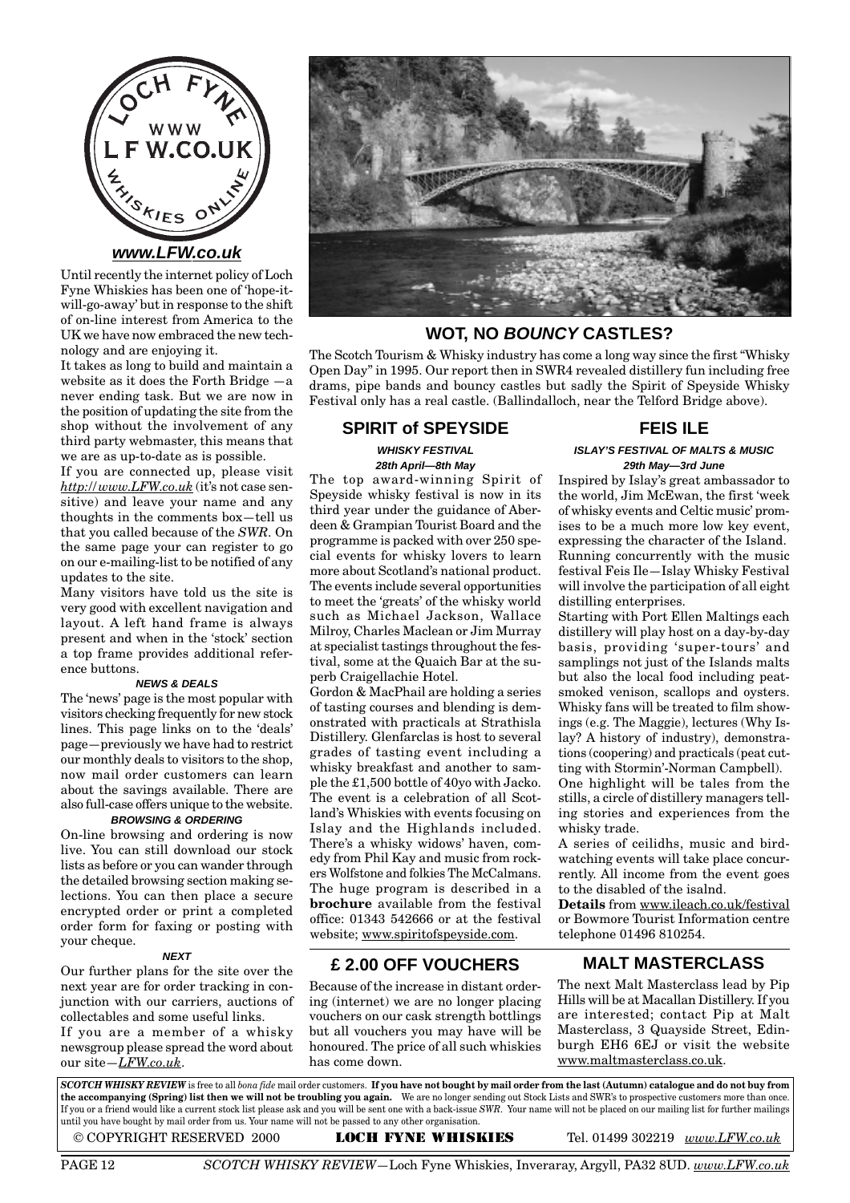LOCH FYNE
WWW
L F W.CO.UK
WHISKIES ONLINE

***www.LFW.co.uk***

Until recently the internet policy of Loch Fyne Whiskies has been one of 'hope-it-will-go-away' but in response to the shift of on-line interest from America to the UK we have now embraced the new technology and are enjoying it.

It takes as long to build and maintain a website as it does the Forth Bridge —a never ending task. But we are now in the position of updating the site from the shop without the involvement of any third party webmaster, this means that we are as up-to-date as is possible.

If you are connected up, please visit *http://www.LFW.co.uk* (it's not case sensitive) and leave your name and any thoughts in the comments box—tell us that you called because of the *SWR*. On the same page your can register to go on our e-mailing-list to be notified of any updates to the site.

Many visitors have told us the site is very good with excellent navigation and layout. A left hand frame is always present and when in the 'stock' section a top frame provides additional reference buttons.

#### NEWS & DEALS

The 'news' page is the most popular with visitors checking frequently for new stock lines. This page links on to the 'deals' page—previously we have had to restrict our monthly deals to visitors to the shop, now mail order customers can learn about the savings available. There are also full-case offers unique to the website.

#### BROWSING & ORDERING

On-line browsing and ordering is now live. You can still download our stock lists as before or you can wander through the detailed browsing section making selections. You can then place a secure encrypted order or print a completed order form for faxing or posting with your cheque.

#### NEXT

Our further plans for the site over the next year are for order tracking in conjunction with our carriers, auctions of collectables and some useful links.

If you are a member of a whisky newsgroup please spread the word about our site—*LFW.co.uk*.

## WOT, NO *BOUNCY* CASTLES?

The Scotch Tourism & Whisky industry has come a long way since the first "Whisky Open Day" in 1995. Our report then in SWR4 revealed distillery fun including free drams, pipe bands and bouncy castles but sadly the Spirit of Speyside Whisky Festival only has a real castle. (Ballindalloch, near the Telford Bridge above).

## SPIRIT of SPEYSIDE

#### WHISKY FESTIVAL
#### 28th April—8th May

The top award-winning Spirit of Speyside whisky festival is now in its third year under the guidance of Aberdeen & Grampian Tourist Board and the programme is packed with over 250 special events for whisky lovers to learn more about Scotland's national product. The events include several opportunities to meet the 'greats' of the whisky world such as Michael Jackson, Wallace Milroy, Charles Maclean or Jim Murray at specialist tastings throughout the festival, some at the Quaich Bar at the superb Craigellachie Hotel.

Gordon & MacPhail are holding a series of tasting courses and blending is demonstrated with practicals at Strathisla Distillery. Glenfarclas is host to several grades of tasting event including a whisky breakfast and another to sample the £1,500 bottle of 40yo with Jacko. The event is a celebration of all Scotland's Whiskies with events focusing on Islay and the Highlands included. There's a whisky widows' haven, comedy from Phil Kay and music from rockers Wolfstone and folkies The McCalmans. The huge program is described in a **brochure** available from the festival office: 01343 542666 or at the festival website; www.spiritofspeyside.com.

## FEIS ILE

#### ISLAY'S FESTIVAL OF MALTS & MUSIC
#### 29th May—3rd June

Inspired by Islay's great ambassador to the world, Jim McEwan, the first 'week of whisky events and Celtic music' promises to be a much more low key event, expressing the character of the Island. Running concurrently with the music festival Feis Ile—Islay Whisky Festival will involve the participation of all eight distilling enterprises.

Starting with Port Ellen Maltings each distillery will play host on a day-by-day basis, providing 'super-tours' and samplings not just of the Islands malts but also the local food including peat-smoked venison, scallops and oysters. Whisky fans will be treated to film showings (e.g. The Maggie), lectures (Why Islay? A history of industry), demonstrations (coopering) and practicals (peat cutting with Stormin'-Norman Campbell).

One highlight will be tales from the stills, a circle of distillery managers telling stories and experiences from the whisky trade.

A series of ceilidhs, music and birdwatching events will take place concurrently. All income from the event goes to the disabled of the isalnd.

**Details** from www.ileach.co.uk/festival or Bowmore Tourist Information centre telephone 01496 810254.

## £ 2.00 OFF VOUCHERS

Because of the increase in distant ordering (internet) we are no longer placing vouchers on our cask strength bottlings but all vouchers you may have will be honoured. The price of all such whiskies has come down.

## MALT MASTERCLASS

The next Malt Masterclass lead by Pip Hills will be at Macallan Distillery. If you are interested; contact Pip at Malt Masterclass, 3 Quayside Street, Edinburgh EH6 6EJ or visit the website www.maltmasterclass.co.uk.

***SCOTCH WHISKY REVIEW*** is free to all *bona fide* mail order customers. **If you have not bought by mail order from the last (Autumn) catalogue and do not buy from the accompanying (Spring) list then we will not be troubling you again.** We are no longer sending out Stock Lists and SWR's to prospective customers more than once. If you or a friend would like a current stock list please ask and you will be sent one with a back-issue *SWR*. Your name will not be placed on our mailing list for further mailings until you have bought by mail order from us. Your name will not be passed to any other organisation.

© COPYRIGHT RESERVED 2000 **LOCH FYNE WHISKIES** Tel. 01499 302219 *www.LFW.co.uk*